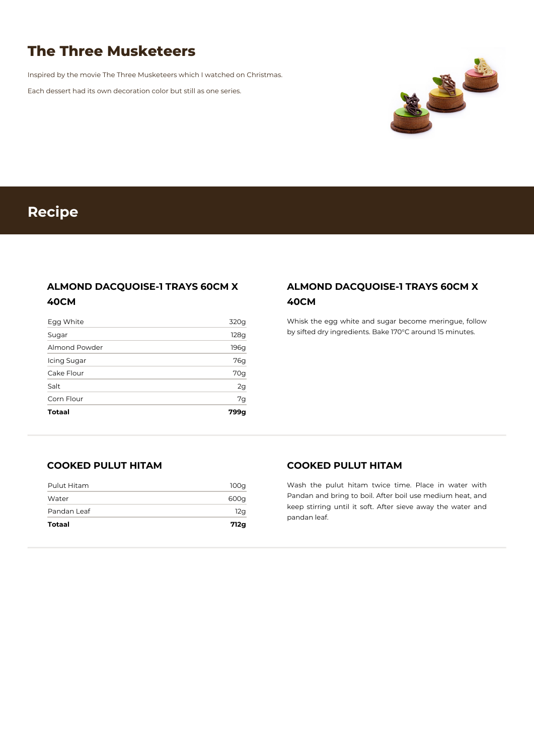# The Three Musketeers

Inspired by the movie The Three Musketeers which I watched on Christmas.

Each dessert had its own decoration color but still as one series.

## Recipe

### ALMOND DACQUOISE-1 TRAYS 60CM X 40CM

| Ingredient | Amount |
|---|---|
| Egg White | 320g |
| Sugar | 128g |
| Almond Powder | 196g |
| Icing Sugar | 76g |
| Cake Flour | 70g |
| Salt | 2g |
| Corn Flour | 7g |
| **Totaal** | **799g** |

### ALMOND DACQUOISE-1 TRAYS 60CM X 40CM

Whisk the egg white and sugar become meringue, follow by sifted dry ingredients. Bake 170°C around 15 minutes.

### COOKED PULUT HITAM

| Ingredient | Amount |
|---|---|
| Pulut Hitam | 100g |
| Water | 600g |
| Pandan Leaf | 12g |
| **Totaal** | **712g** |

### COOKED PULUT HITAM

Wash the pulut hitam twice time. Place in water with Pandan and bring to boil. After boil use medium heat, and keep stirring until it soft. After sieve away the water and pandan leaf.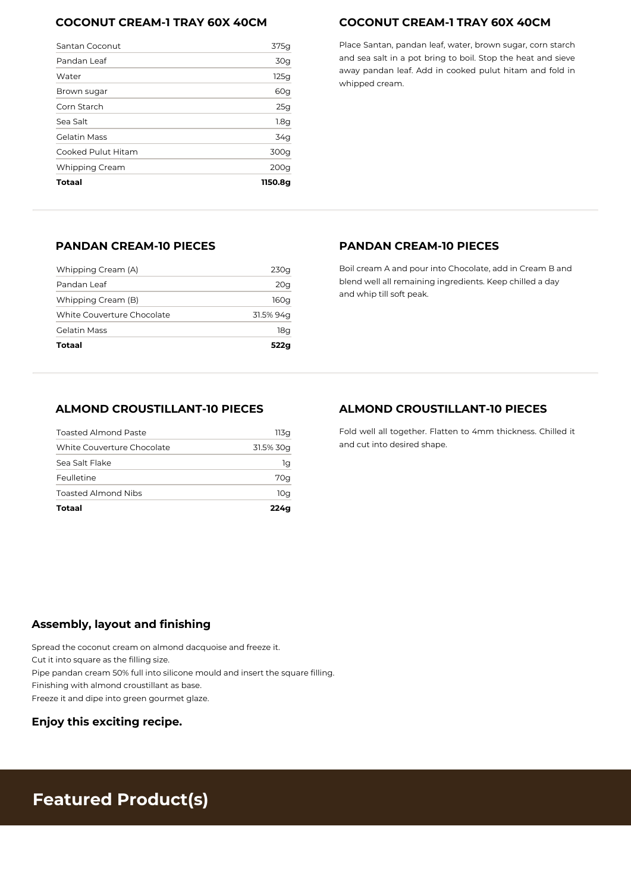### COCONUT CREAM-1 TRAY 60X 40CM

| Ingredient | Amount |
|---|---|
| Santan Coconut | 375g |
| Pandan Leaf | 30g |
| Water | 125g |
| Brown sugar | 60g |
| Corn Starch | 25g |
| Sea Salt | 1.8g |
| Gelatin Mass | 34g |
| Cooked Pulut Hitam | 300g |
| Whipping Cream | 200g |
| **Totaal** | **1150.8g** |

### COCONUT CREAM-1 TRAY 60X 40CM

Place Santan, pandan leaf, water, brown sugar, corn starch and sea salt in a pot bring to boil. Stop the heat and sieve away pandan leaf. Add in cooked pulut hitam and fold in whipped cream.

### PANDAN CREAM-10 PIECES

| Ingredient | Amount |
|---|---|
| Whipping Cream (A) | 230g |
| Pandan Leaf | 20g |
| Whipping Cream (B) | 160g |
| White Couverture Chocolate | 31.5% 94g |
| Gelatin Mass | 18g |
| **Totaal** | **522g** |

### PANDAN CREAM-10 PIECES

Boil cream A and pour into Chocolate, add in Cream B and blend well all remaining ingredients. Keep chilled a day and whip till soft peak.

### ALMOND CROUSTILLANT-10 PIECES

| Ingredient | Amount |
|---|---|
| Toasted Almond Paste | 113g |
| White Couverture Chocolate | 31.5% 30g |
| Sea Salt Flake | 1g |
| Feulletine | 70g |
| Toasted Almond Nibs | 10g |
| **Totaal** | **224g** |

### ALMOND CROUSTILLANT-10 PIECES

Fold well all together. Flatten to 4mm thickness. Chilled it and cut into desired shape.

### Assembly, layout and finishing

Spread the coconut cream on almond dacquoise and freeze it.
Cut it into square as the filling size.
Pipe pandan cream 50% full into silicone mould and insert the square filling.
Finishing with almond croustillant as base.
Freeze it and dipe into green gourmet glaze.

### Enjoy this exciting recipe.

## Featured Product(s)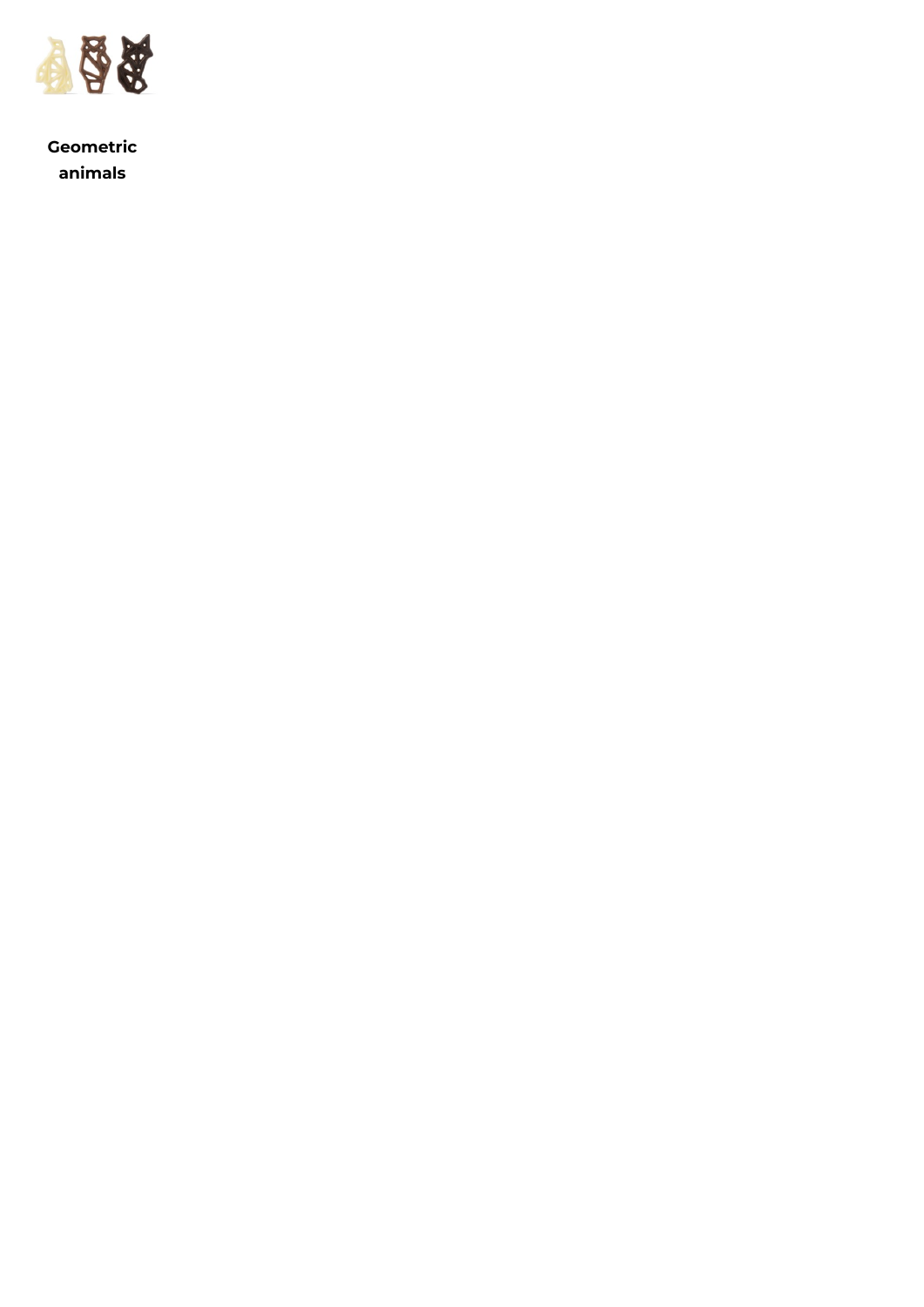**Geometric animals**